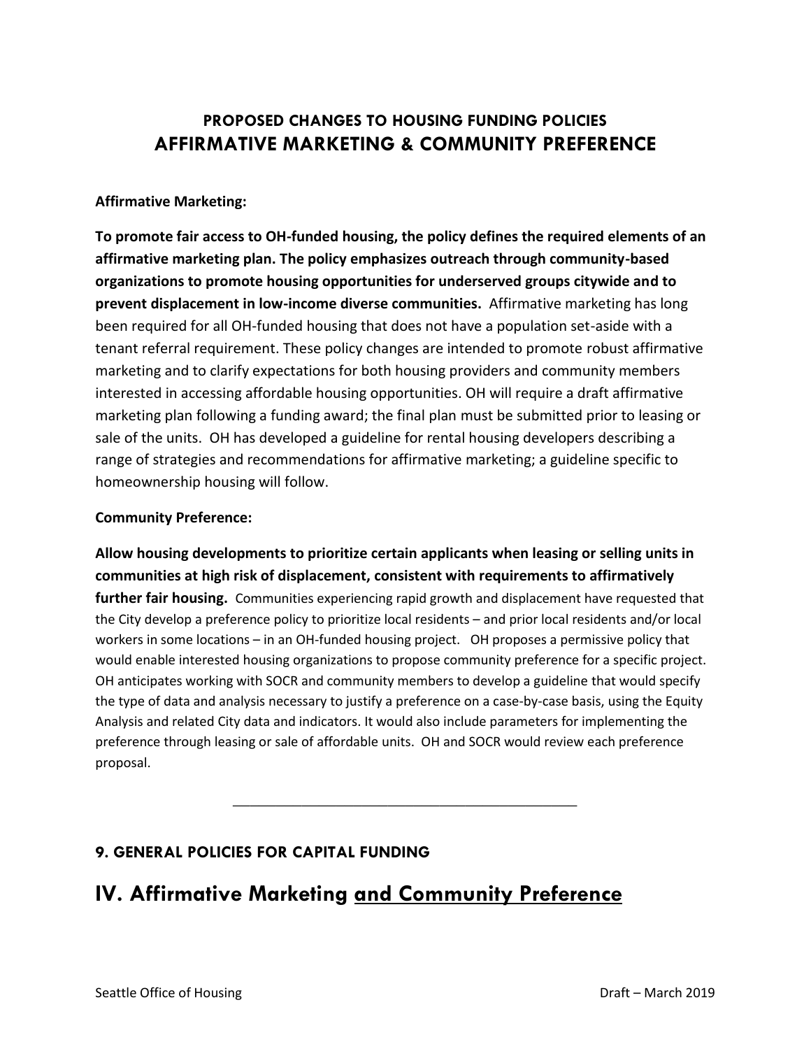## PROPOSED CHANGES TO HOUSING FUNDING POLICIES
# AFFIRMATIVE MARKETING & COMMUNITY PREFERENCE

**Affirmative Marketing:**

**To promote fair access to OH-funded housing, the policy defines the required elements of an affirmative marketing plan. The policy emphasizes outreach through community-based organizations to promote housing opportunities for underserved groups citywide and to prevent displacement in low-income diverse communities.** Affirmative marketing has long been required for all OH-funded housing that does not have a population set-aside with a tenant referral requirement. These policy changes are intended to promote robust affirmative marketing and to clarify expectations for both housing providers and community members interested in accessing affordable housing opportunities. OH will require a draft affirmative marketing plan following a funding award; the final plan must be submitted prior to leasing or sale of the units. OH has developed a guideline for rental housing developers describing a range of strategies and recommendations for affirmative marketing; a guideline specific to homeownership housing will follow.

**Community Preference:**

**Allow housing developments to prioritize certain applicants when leasing or selling units in communities at high risk of displacement, consistent with requirements to affirmatively further fair housing.** Communities experiencing rapid growth and displacement have requested that the City develop a preference policy to prioritize local residents – and prior local residents and/or local workers in some locations – in an OH-funded housing project. OH proposes a permissive policy that would enable interested housing organizations to propose community preference for a specific project. OH anticipates working with SOCR and community members to develop a guideline that would specify the type of data and analysis necessary to justify a preference on a case-by-case basis, using the Equity Analysis and related City data and indicators. It would also include parameters for implementing the preference through leasing or sale of affordable units. OH and SOCR would review each preference proposal.

---

### 9. GENERAL POLICIES FOR CAPITAL FUNDING

## IV. Affirmative Marketing <u>and Community Preference</u>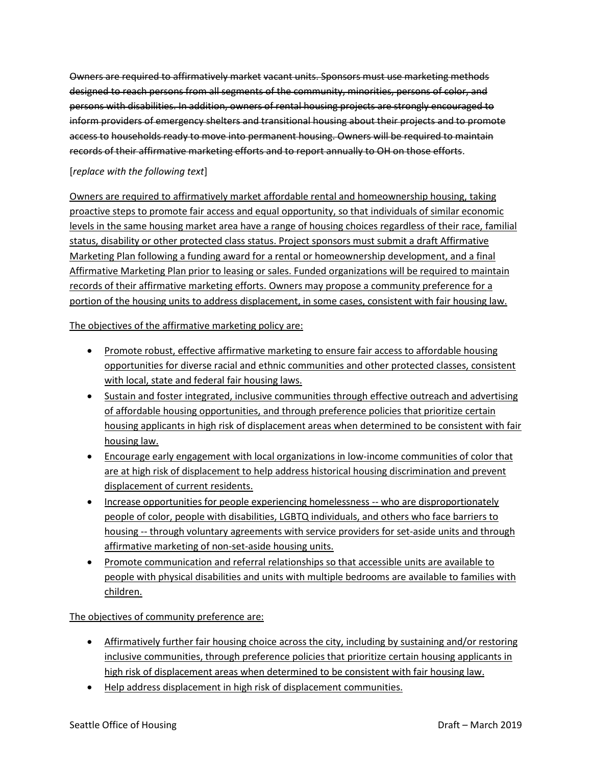~~Owners are required to affirmatively market vacant units. Sponsors must use marketing methods designed to reach persons from all segments of the community, minorities, persons of color, and persons with disabilities. In addition, owners of rental housing projects are strongly encouraged to inform providers of emergency shelters and transitional housing about their projects and to promote access to households ready to move into permanent housing. Owners will be required to maintain records of their affirmative marketing efforts and to report annually to OH on those efforts~~.

[*replace with the following text*]

<u>Owners are required to affirmatively market affordable rental and homeownership housing, taking proactive steps to promote fair access and equal opportunity, so that individuals of similar economic levels in the same housing market area have a range of housing choices regardless of their race, familial status, disability or other protected class status. Project sponsors must submit a draft Affirmative Marketing Plan following a funding award for a rental or homeownership development, and a final Affirmative Marketing Plan prior to leasing or sales. Funded organizations will be required to maintain records of their affirmative marketing efforts. Owners may propose a community preference for a portion of the housing units to address displacement, in some cases, consistent with fair housing law.</u>

<u>The objectives of the affirmative marketing policy are:</u>

- <u>Promote robust, effective affirmative marketing to ensure fair access to affordable housing opportunities for diverse racial and ethnic communities and other protected classes, consistent with local, state and federal fair housing laws.</u>
- <u>Sustain and foster integrated, inclusive communities through effective outreach and advertising of affordable housing opportunities, and through preference policies that prioritize certain housing applicants in high risk of displacement areas when determined to be consistent with fair housing law.</u>
- <u>Encourage early engagement with local organizations in low-income communities of color that are at high risk of displacement to help address historical housing discrimination and prevent displacement of current residents.</u>
- <u>Increase opportunities for people experiencing homelessness -- who are disproportionately people of color, people with disabilities, LGBTQ individuals, and others who face barriers to housing -- through voluntary agreements with service providers for set-aside units and through affirmative marketing of non-set-aside housing units.</u>
- <u>Promote communication and referral relationships so that accessible units are available to people with physical disabilities and units with multiple bedrooms are available to families with children.</u>

<u>The objectives of community preference are:</u>

- <u>Affirmatively further fair housing choice across the city, including by sustaining and/or restoring inclusive communities, through preference policies that prioritize certain housing applicants in high risk of displacement areas when determined to be consistent with fair housing law.</u>
- <u>Help address displacement in high risk of displacement communities.</u>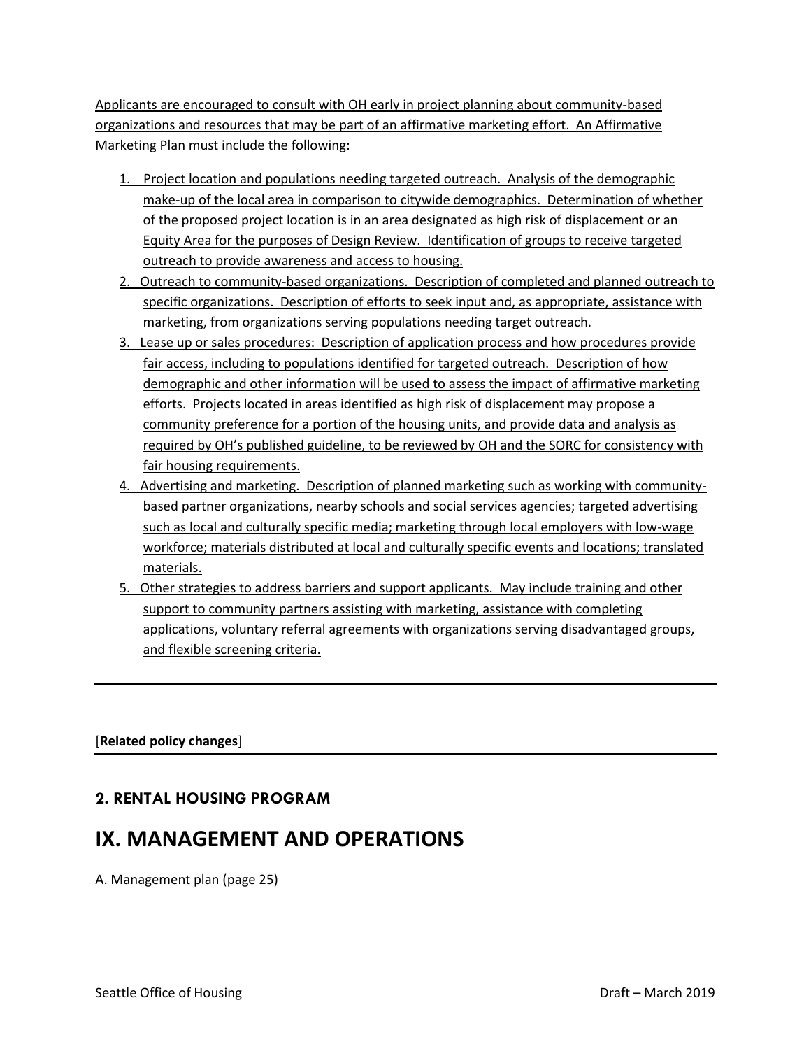Applicants are encouraged to consult with OH early in project planning about community-based organizations and resources that may be part of an affirmative marketing effort. An Affirmative Marketing Plan must include the following:

1. Project location and populations needing targeted outreach. Analysis of the demographic make-up of the local area in comparison to citywide demographics. Determination of whether of the proposed project location is in an area designated as high risk of displacement or an Equity Area for the purposes of Design Review. Identification of groups to receive targeted outreach to provide awareness and access to housing.
2. Outreach to community-based organizations. Description of completed and planned outreach to specific organizations. Description of efforts to seek input and, as appropriate, assistance with marketing, from organizations serving populations needing target outreach.
3. Lease up or sales procedures: Description of application process and how procedures provide fair access, including to populations identified for targeted outreach. Description of how demographic and other information will be used to assess the impact of affirmative marketing efforts. Projects located in areas identified as high risk of displacement may propose a community preference for a portion of the housing units, and provide data and analysis as required by OH's published guideline, to be reviewed by OH and the SORC for consistency with fair housing requirements.
4. Advertising and marketing. Description of planned marketing such as working with community-based partner organizations, nearby schools and social services agencies; targeted advertising such as local and culturally specific media; marketing through local employers with low-wage workforce; materials distributed at local and culturally specific events and locations; translated materials.
5. Other strategies to address barriers and support applicants. May include training and other support to community partners assisting with marketing, assistance with completing applications, voluntary referral agreements with organizations serving disadvantaged groups, and flexible screening criteria.

---

[**Related policy changes**]

---

### 2. RENTAL HOUSING PROGRAM

## IX. MANAGEMENT AND OPERATIONS

A. Management plan (page 25)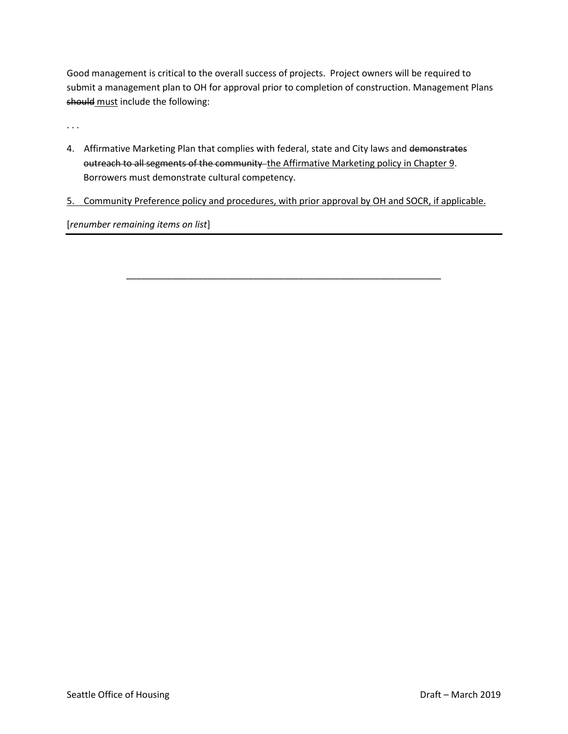Good management is critical to the overall success of projects. Project owners will be required to submit a management plan to OH for approval prior to completion of construction. Management Plans ~~should~~ <u>must</u> include the following:

. . .

4. Affirmative Marketing Plan that complies with federal, state and City laws and ~~demonstrates outreach to all segments of the community~~ <u>the Affirmative Marketing policy in Chapter 9</u>. Borrowers must demonstrate cultural competency.

<u>5. Community Preference policy and procedures, with prior approval by OH and SOCR, if applicable.</u>

[*renumber remaining items on list*]

---

_______________________________________________________________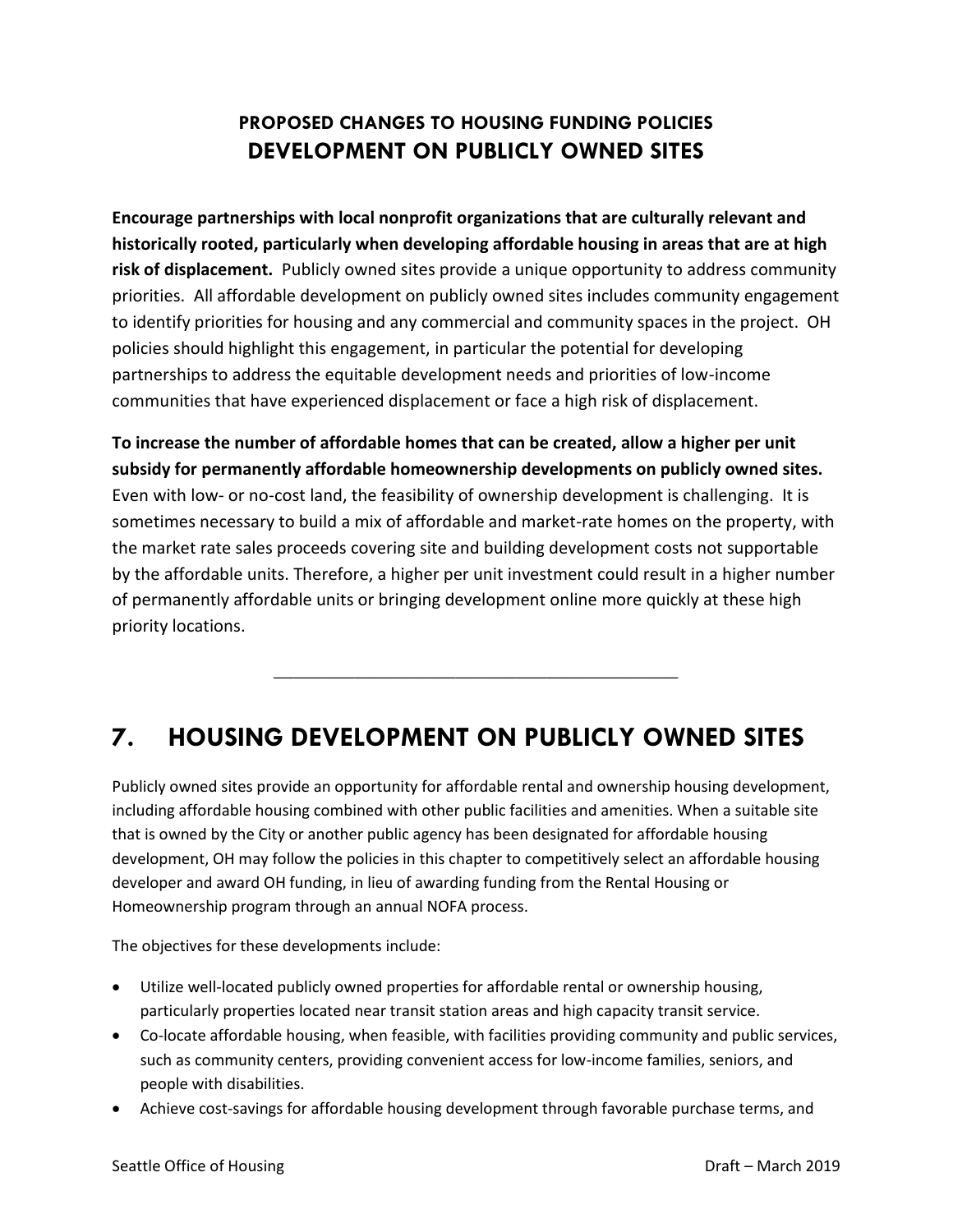## PROPOSED CHANGES TO HOUSING FUNDING POLICIES
## DEVELOPMENT ON PUBLICLY OWNED SITES

**Encourage partnerships with local nonprofit organizations that are culturally relevant and historically rooted, particularly when developing affordable housing in areas that are at high risk of displacement.** Publicly owned sites provide a unique opportunity to address community priorities. All affordable development on publicly owned sites includes community engagement to identify priorities for housing and any commercial and community spaces in the project. OH policies should highlight this engagement, in particular the potential for developing partnerships to address the equitable development needs and priorities of low-income communities that have experienced displacement or face a high risk of displacement.

**To increase the number of affordable homes that can be created, allow a higher per unit subsidy for permanently affordable homeownership developments on publicly owned sites.** Even with low- or no-cost land, the feasibility of ownership development is challenging. It is sometimes necessary to build a mix of affordable and market-rate homes on the property, with the market rate sales proceeds covering site and building development costs not supportable by the affordable units. Therefore, a higher per unit investment could result in a higher number of permanently affordable units or bringing development online more quickly at these high priority locations.

---

# 7. HOUSING DEVELOPMENT ON PUBLICLY OWNED SITES

Publicly owned sites provide an opportunity for affordable rental and ownership housing development, including affordable housing combined with other public facilities and amenities. When a suitable site that is owned by the City or another public agency has been designated for affordable housing development, OH may follow the policies in this chapter to competitively select an affordable housing developer and award OH funding, in lieu of awarding funding from the Rental Housing or Homeownership program through an annual NOFA process.

The objectives for these developments include:

- Utilize well-located publicly owned properties for affordable rental or ownership housing, particularly properties located near transit station areas and high capacity transit service.
- Co-locate affordable housing, when feasible, with facilities providing community and public services, such as community centers, providing convenient access for low-income families, seniors, and people with disabilities.
- Achieve cost-savings for affordable housing development through favorable purchase terms, and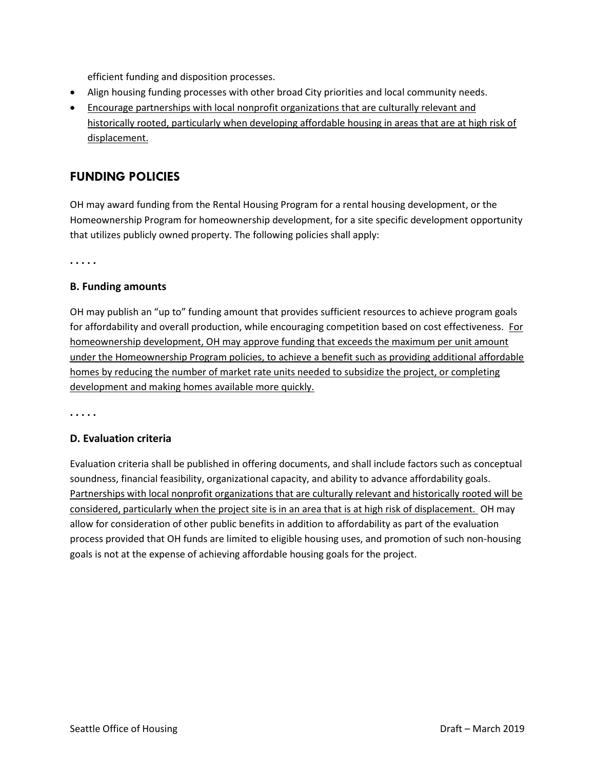efficient funding and disposition processes.

- Align housing funding processes with other broad City priorities and local community needs.
- <u>Encourage partnerships with local nonprofit organizations that are culturally relevant and historically rooted, particularly when developing affordable housing in areas that are at high risk of displacement.</u>

## FUNDING POLICIES

OH may award funding from the Rental Housing Program for a rental housing development, or the Homeownership Program for homeownership development, for a site specific development opportunity that utilizes publicly owned property. The following policies shall apply:

. . . . .

### B. Funding amounts

OH may publish an "up to" funding amount that provides sufficient resources to achieve program goals for affordability and overall production, while encouraging competition based on cost effectiveness. <u>For homeownership development, OH may approve funding that exceeds the maximum per unit amount under the Homeownership Program policies, to achieve a benefit such as providing additional affordable homes by reducing the number of market rate units needed to subsidize the project, or completing development and making homes available more quickly.</u>

. . . . .

### D. Evaluation criteria

Evaluation criteria shall be published in offering documents, and shall include factors such as conceptual soundness, financial feasibility, organizational capacity, and ability to advance affordability goals. <u>Partnerships with local nonprofit organizations that are culturally relevant and historically rooted will be considered, particularly when the project site is in an area that is at high risk of displacement.</u> OH may allow for consideration of other public benefits in addition to affordability as part of the evaluation process provided that OH funds are limited to eligible housing uses, and promotion of such non-housing goals is not at the expense of achieving affordable housing goals for the project.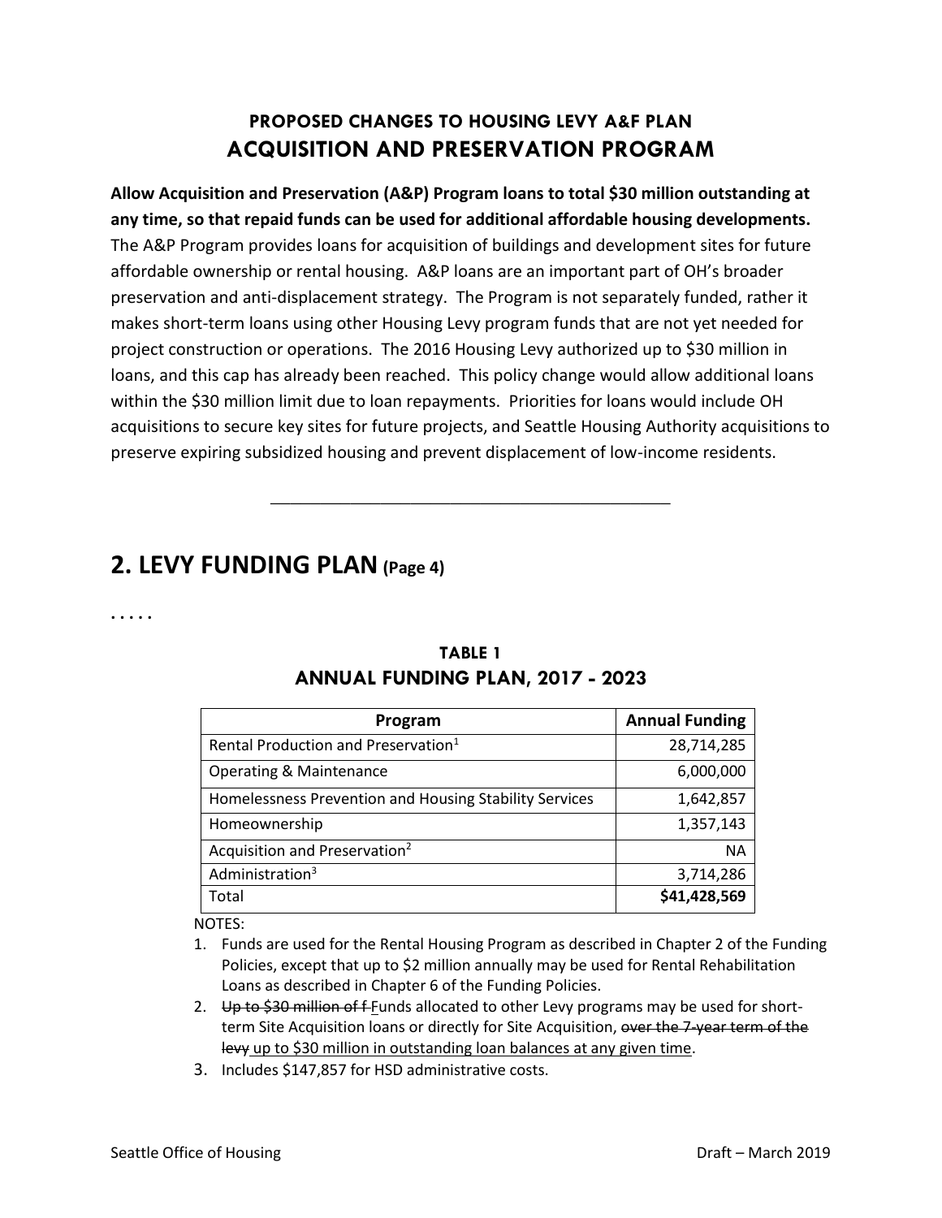### PROPOSED CHANGES TO HOUSING LEVY A&F PLAN
## ACQUISITION AND PRESERVATION PROGRAM

**Allow Acquisition and Preservation (A&P) Program loans to total $30 million outstanding at any time, so that repaid funds can be used for additional affordable housing developments.** The A&P Program provides loans for acquisition of buildings and development sites for future affordable ownership or rental housing. A&P loans are an important part of OH's broader preservation and anti-displacement strategy. The Program is not separately funded, rather it makes short-term loans using other Housing Levy program funds that are not yet needed for project construction or operations. The 2016 Housing Levy authorized up to $30 million in loans, and this cap has already been reached. This policy change would allow additional loans within the $30 million limit due to loan repayments. Priorities for loans would include OH acquisitions to secure key sites for future projects, and Seattle Housing Authority acquisitions to preserve expiring subsidized housing and prevent displacement of low-income residents.

---

# 2. LEVY FUNDING PLAN (Page 4)

. . . . .

**TABLE 1**
**ANNUAL FUNDING PLAN, 2017 - 2023**

| Program | Annual Funding |
|---|---|
| Rental Production and Preservation[1] | 28,714,285 |
| Operating & Maintenance | 6,000,000 |
| Homelessness Prevention and Housing Stability Services | 1,642,857 |
| Homeownership | 1,357,143 |
| Acquisition and Preservation[2] | NA |
| Administration[3] | 3,714,286 |
| Total | **$41,428,569** |

NOTES:

1. Funds are used for the Rental Housing Program as described in Chapter 2 of the Funding Policies, except that up to $2 million annually may be used for Rental Rehabilitation Loans as described in Chapter 6 of the Funding Policies.
2. ~~Up to $30 million of f~~ Funds allocated to other Levy programs may be used for short-term Site Acquisition loans or directly for Site Acquisition, ~~over the 7-year term of the levy~~ up to $30 million in outstanding loan balances at any given time.
3. Includes $147,857 for HSD administrative costs.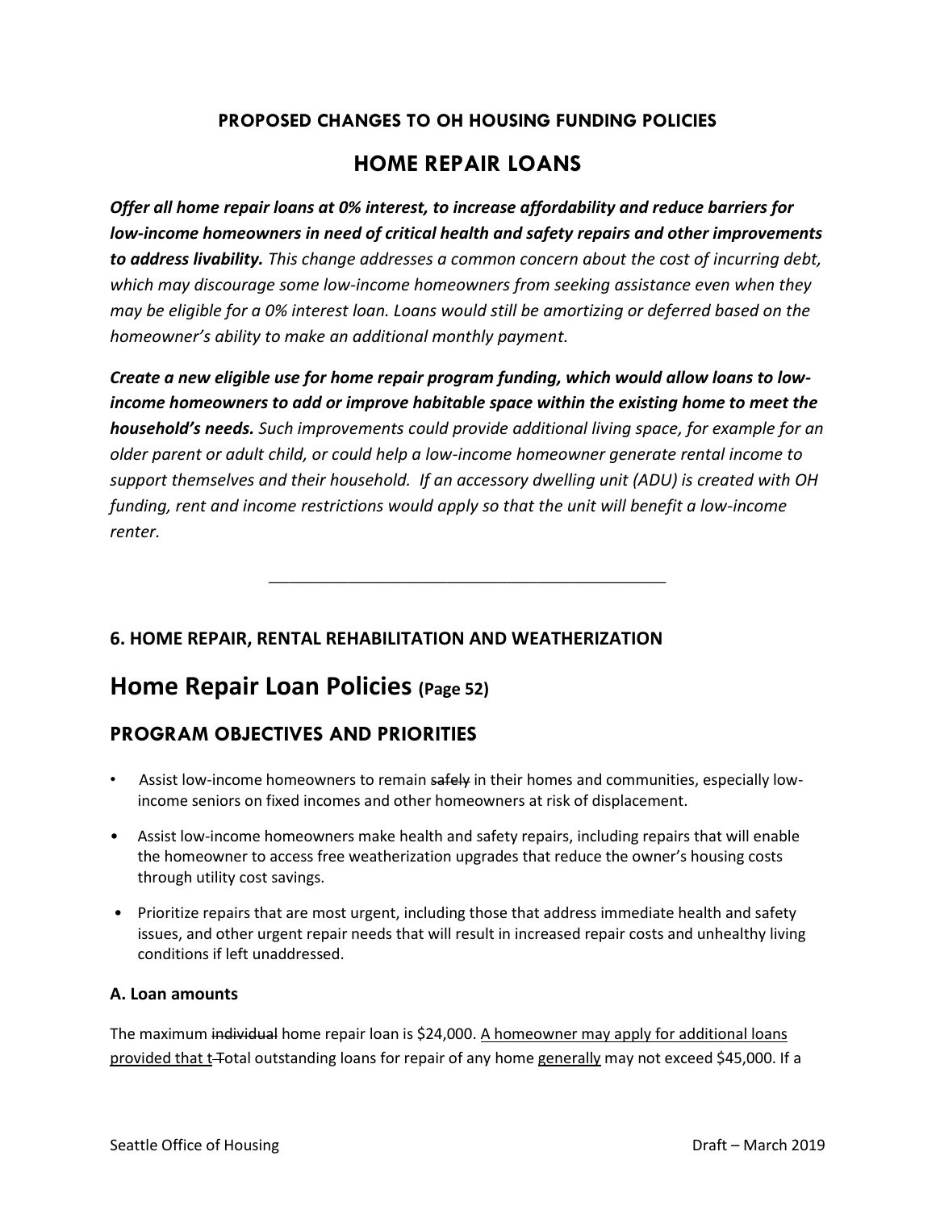**PROPOSED CHANGES TO OH HOUSING FUNDING POLICIES**

# HOME REPAIR LOANS

***Offer all home repair loans at 0% interest, to increase affordability and reduce barriers for low-income homeowners in need of critical health and safety repairs and other improvements to address livability.*** *This change addresses a common concern about the cost of incurring debt, which may discourage some low-income homeowners from seeking assistance even when they may be eligible for a 0% interest loan. Loans would still be amortizing or deferred based on the homeowner's ability to make an additional monthly payment.*

***Create a new eligible use for home repair program funding, which would allow loans to low-income homeowners to add or improve habitable space within the existing home to meet the household's needs.*** *Such improvements could provide additional living space, for example for an older parent or adult child, or could help a low-income homeowner generate rental income to support themselves and their household. If an accessory dwelling unit (ADU) is created with OH funding, rent and income restrictions would apply so that the unit will benefit a low-income renter.*

---

### 6. HOME REPAIR, RENTAL REHABILITATION AND WEATHERIZATION

## Home Repair Loan Policies (Page 52)

### PROGRAM OBJECTIVES AND PRIORITIES

- Assist low-income homeowners to remain ~~safely~~ in their homes and communities, especially low-income seniors on fixed incomes and other homeowners at risk of displacement.
- Assist low-income homeowners make health and safety repairs, including repairs that will enable the homeowner to access free weatherization upgrades that reduce the owner's housing costs through utility cost savings.
- Prioritize repairs that are most urgent, including those that address immediate health and safety issues, and other urgent repair needs that will result in increased repair costs and unhealthy living conditions if left unaddressed.

#### A. Loan amounts

The maximum ~~individual~~ home repair loan is $24,000. <u>A homeowner may apply for additional loans provided that t</u>~~T~~otal outstanding loans for repair of any home <u>generally</u> may not exceed $45,000. If a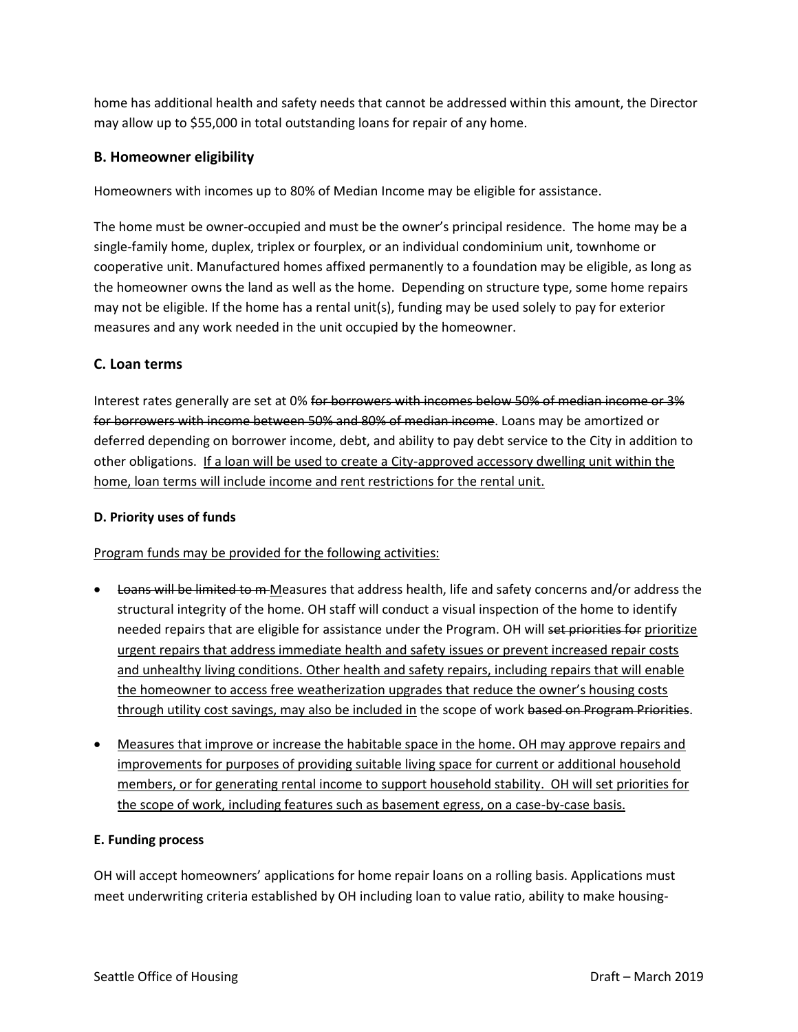home has additional health and safety needs that cannot be addressed within this amount, the Director may allow up to $55,000 in total outstanding loans for repair of any home.

### B. Homeowner eligibility

Homeowners with incomes up to 80% of Median Income may be eligible for assistance.

The home must be owner-occupied and must be the owner's principal residence. The home may be a single-family home, duplex, triplex or fourplex, or an individual condominium unit, townhome or cooperative unit. Manufactured homes affixed permanently to a foundation may be eligible, as long as the homeowner owns the land as well as the home. Depending on structure type, some home repairs may not be eligible. If the home has a rental unit(s), funding may be used solely to pay for exterior measures and any work needed in the unit occupied by the homeowner.

### C. Loan terms

Interest rates generally are set at 0% ~~for borrowers with incomes below 50% of median income or 3% for borrowers with income between 50% and 80% of median income~~. Loans may be amortized or deferred depending on borrower income, debt, and ability to pay debt service to the City in addition to other obligations. <u>If a loan will be used to create a City-approved accessory dwelling unit within the home, loan terms will include income and rent restrictions for the rental unit.</u>

#### D. Priority uses of funds

<u>Program funds may be provided for the following activities:</u>

- ~~Loans will be limited to m~~ <u>M</u>easures that address health, life and safety concerns and/or address the structural integrity of the home. OH staff will conduct a visual inspection of the home to identify needed repairs that are eligible for assistance under the Program. OH will ~~set priorities for~~ <u>prioritize urgent repairs that address immediate health and safety issues or prevent increased repair costs and unhealthy living conditions. Other health and safety repairs, including repairs that will enable the homeowner to access free weatherization upgrades that reduce the owner's housing costs through utility cost savings, may also be included in</u> the scope of work ~~based on Program Priorities~~.
- <u>Measures that improve or increase the habitable space in the home. OH may approve repairs and improvements for purposes of providing suitable living space for current or additional household members, or for generating rental income to support household stability. OH will set priorities for the scope of work, including features such as basement egress, on a case-by-case basis.</u>

#### E. Funding process

OH will accept homeowners' applications for home repair loans on a rolling basis. Applications must meet underwriting criteria established by OH including loan to value ratio, ability to make housing-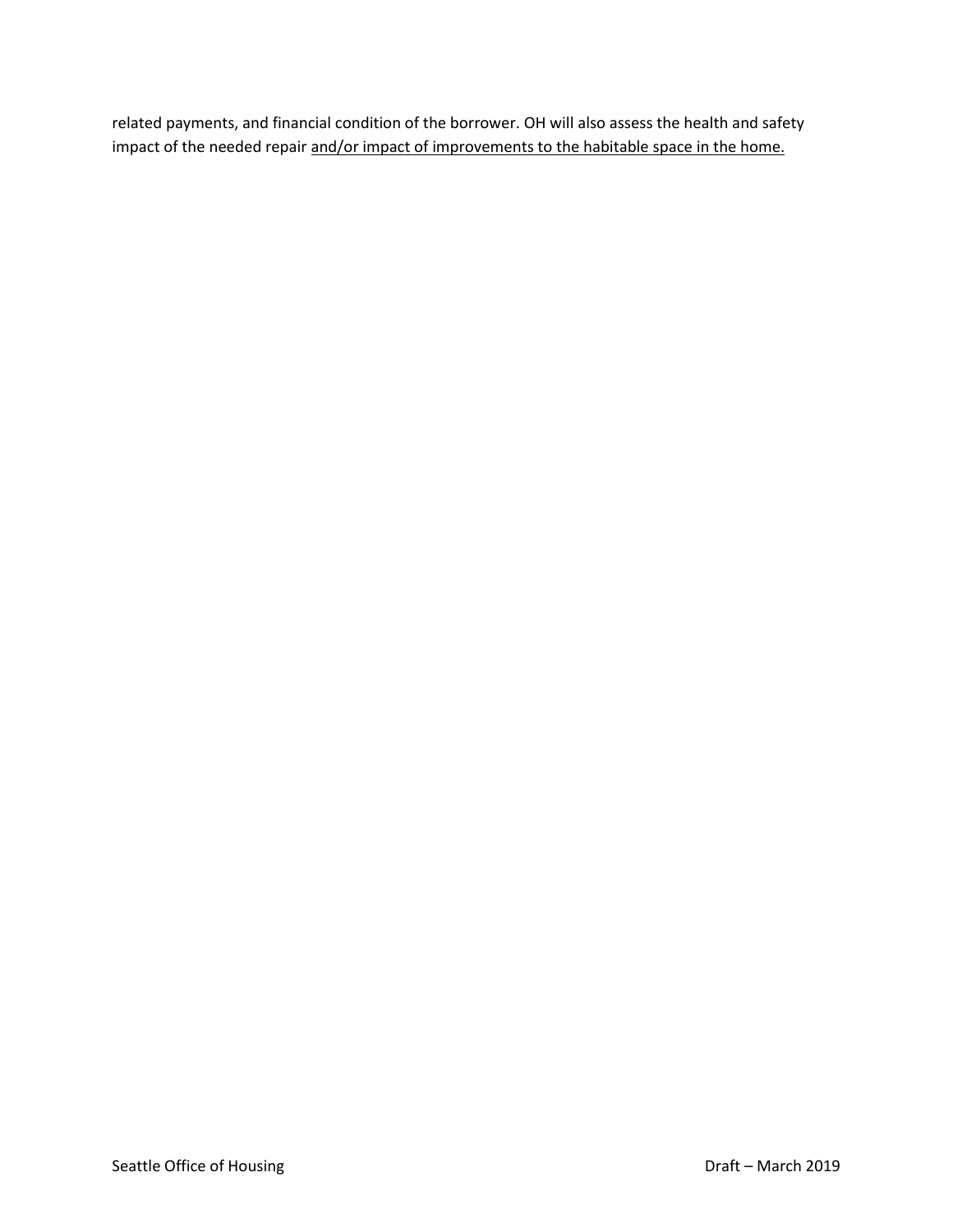related payments, and financial condition of the borrower. OH will also assess the health and safety impact of the needed repair <u>and/or impact of improvements to the habitable space in the home.</u>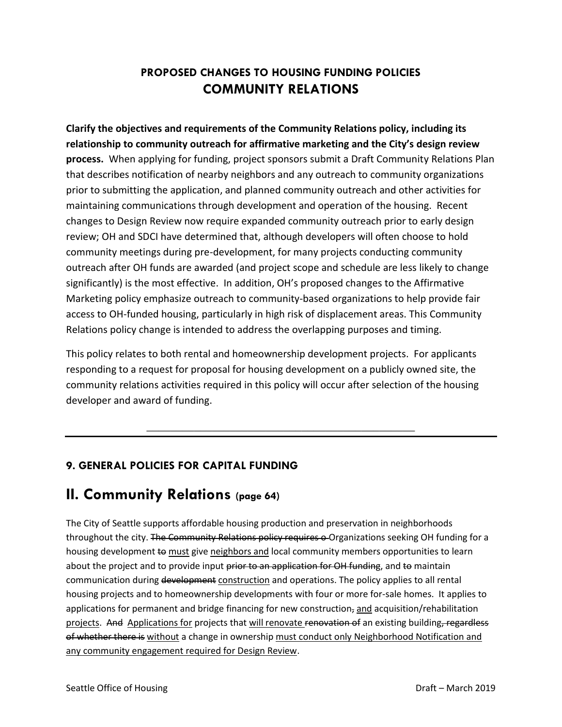## PROPOSED CHANGES TO HOUSING FUNDING POLICIES
## COMMUNITY RELATIONS

**Clarify the objectives and requirements of the Community Relations policy, including its relationship to community outreach for affirmative marketing and the City's design review process.** When applying for funding, project sponsors submit a Draft Community Relations Plan that describes notification of nearby neighbors and any outreach to community organizations prior to submitting the application, and planned community outreach and other activities for maintaining communications through development and operation of the housing. Recent changes to Design Review now require expanded community outreach prior to early design review; OH and SDCI have determined that, although developers will often choose to hold community meetings during pre-development, for many projects conducting community outreach after OH funds are awarded (and project scope and schedule are less likely to change significantly) is the most effective. In addition, OH's proposed changes to the Affirmative Marketing policy emphasize outreach to community-based organizations to help provide fair access to OH-funded housing, particularly in high risk of displacement areas. This Community Relations policy change is intended to address the overlapping purposes and timing.

This policy relates to both rental and homeownership development projects. For applicants responding to a request for proposal for housing development on a publicly owned site, the community relations activities required in this policy will occur after selection of the housing developer and award of funding.

---

### 9. GENERAL POLICIES FOR CAPITAL FUNDING

## II. Community Relations (page 64)

The City of Seattle supports affordable housing production and preservation in neighborhoods throughout the city. ~~The Community Relations policy requires o~~ Organizations seeking OH funding for a housing development ~~to~~ <u>must</u> give <u>neighbors and</u> local community members opportunities to learn about the project and to provide input ~~prior to an application for OH funding~~, and ~~to~~ maintain communication during ~~development~~ <u>construction</u> and operations. The policy applies to all rental housing projects and to homeownership developments with four or more for-sale homes. It applies to applications for permanent and bridge financing for new construction~~,~~ <u>and</u> acquisition/rehabilitation <u>projects</u>. ~~And~~ <u>Applications for</u> projects that <u>will renovate</u> ~~renovation of~~ an existing building~~, regardless of whether there is~~ <u>without</u> a change in ownership <u>must conduct only Neighborhood Notification and any community engagement required for Design Review</u>.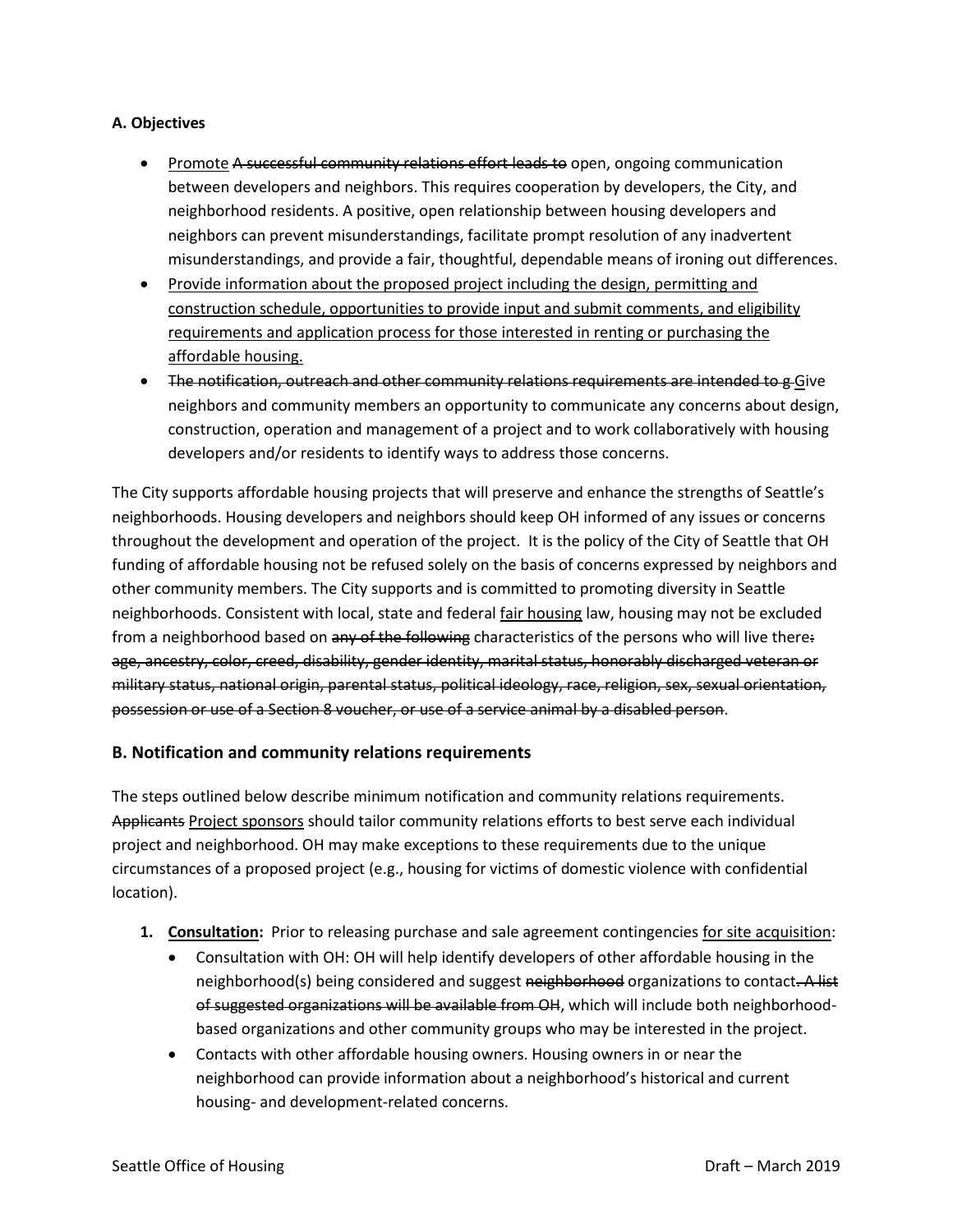**A. Objectives**

- <u>Promote</u> ~~A successful community relations effort leads to~~ open, ongoing communication between developers and neighbors. This requires cooperation by developers, the City, and neighborhood residents. A positive, open relationship between housing developers and neighbors can prevent misunderstandings, facilitate prompt resolution of any inadvertent misunderstandings, and provide a fair, thoughtful, dependable means of ironing out differences.
- <u>Provide information about the proposed project including the design, permitting and construction schedule, opportunities to provide input and submit comments, and eligibility requirements and application process for those interested in renting or purchasing the affordable housing.</u>
- ~~The notification, outreach and other community relations requirements are intended to g~~ <u>G</u>ive neighbors and community members an opportunity to communicate any concerns about design, construction, operation and management of a project and to work collaboratively with housing developers and/or residents to identify ways to address those concerns.

The City supports affordable housing projects that will preserve and enhance the strengths of Seattle's neighborhoods. Housing developers and neighbors should keep OH informed of any issues or concerns throughout the development and operation of the project. It is the policy of the City of Seattle that OH funding of affordable housing not be refused solely on the basis of concerns expressed by neighbors and other community members. The City supports and is committed to promoting diversity in Seattle neighborhoods. Consistent with local, state and federal <u>fair housing</u> law, housing may not be excluded from a neighborhood based on ~~any of the following~~ characteristics of the persons who will live there~~: age, ancestry, color, creed, disability, gender identity, marital status, honorably discharged veteran or military status, national origin, parental status, political ideology, race, religion, sex, sexual orientation, possession or use of a Section 8 voucher, or use of a service animal by a disabled person~~.

## B. Notification and community relations requirements

The steps outlined below describe minimum notification and community relations requirements. ~~Applicants~~ <u>Project sponsors</u> should tailor community relations efforts to best serve each individual project and neighborhood. OH may make exceptions to these requirements due to the unique circumstances of a proposed project (e.g., housing for victims of domestic violence with confidential location).

1. **<u>Consultation</u>:** Prior to releasing purchase and sale agreement contingencies <u>for site acquisition</u>:
   - Consultation with OH: OH will help identify developers of other affordable housing in the neighborhood(s) being considered and suggest ~~neighborhood~~ organizations to contact~~. A list of suggested organizations will be available from OH~~, which will include both neighborhood-based organizations and other community groups who may be interested in the project.
   - Contacts with other affordable housing owners. Housing owners in or near the neighborhood can provide information about a neighborhood's historical and current housing- and development-related concerns.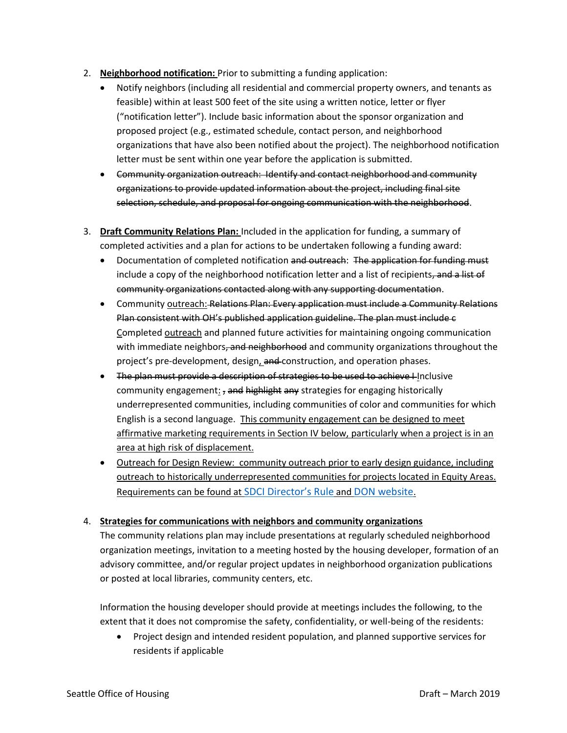2. **Neighborhood notification:** Prior to submitting a funding application:
   - Notify neighbors (including all residential and commercial property owners, and tenants as feasible) within at least 500 feet of the site using a written notice, letter or flyer ("notification letter"). Include basic information about the sponsor organization and proposed project (e.g., estimated schedule, contact person, and neighborhood organizations that have also been notified about the project). The neighborhood notification letter must be sent within one year before the application is submitted.
   - ~~Community organization outreach: Identify and contact neighborhood and community organizations to provide updated information about the project, including final site selection, schedule, and proposal for ongoing communication with the neighborhood~~.

3. **Draft Community Relations Plan:** Included in the application for funding, a summary of completed activities and a plan for actions to be undertaken following a funding award:
   - Documentation of completed notification ~~and outreach~~: ~~The application for funding must~~ include a copy of the neighborhood notification letter and a list of recipients~~, and a list of community organizations contacted along with any supporting documentation~~.
   - Community outreach: ~~Relations Plan: Every application must include a Community Relations Plan consistent with OH's published application guideline. The plan must include c~~ Completed outreach and planned future activities for maintaining ongoing communication with immediate neighbors~~, and neighborhood~~ and community organizations throughout the project's pre-development, design, ~~and~~ construction, and operation phases.
   - ~~The plan must provide a description of strategies to be used to achieve I~~Inclusive community engagement: ~~, and~~ ~~highlight~~ ~~any~~ strategies for engaging historically underrepresented communities, including communities of color and communities for which English is a second language. This community engagement can be designed to meet affirmative marketing requirements in Section IV below, particularly when a project is in an area at high risk of displacement.
   - Outreach for Design Review: community outreach prior to early design guidance, including outreach to historically underrepresented communities for projects located in Equity Areas. Requirements can be found at SDCI Director's Rule and DON website.

4. **Strategies for communications with neighbors and community organizations**

   The community relations plan may include presentations at regularly scheduled neighborhood organization meetings, invitation to a meeting hosted by the housing developer, formation of an advisory committee, and/or regular project updates in neighborhood organization publications or posted at local libraries, community centers, etc.

   Information the housing developer should provide at meetings includes the following, to the extent that it does not compromise the safety, confidentiality, or well-being of the residents:
   - Project design and intended resident population, and planned supportive services for residents if applicable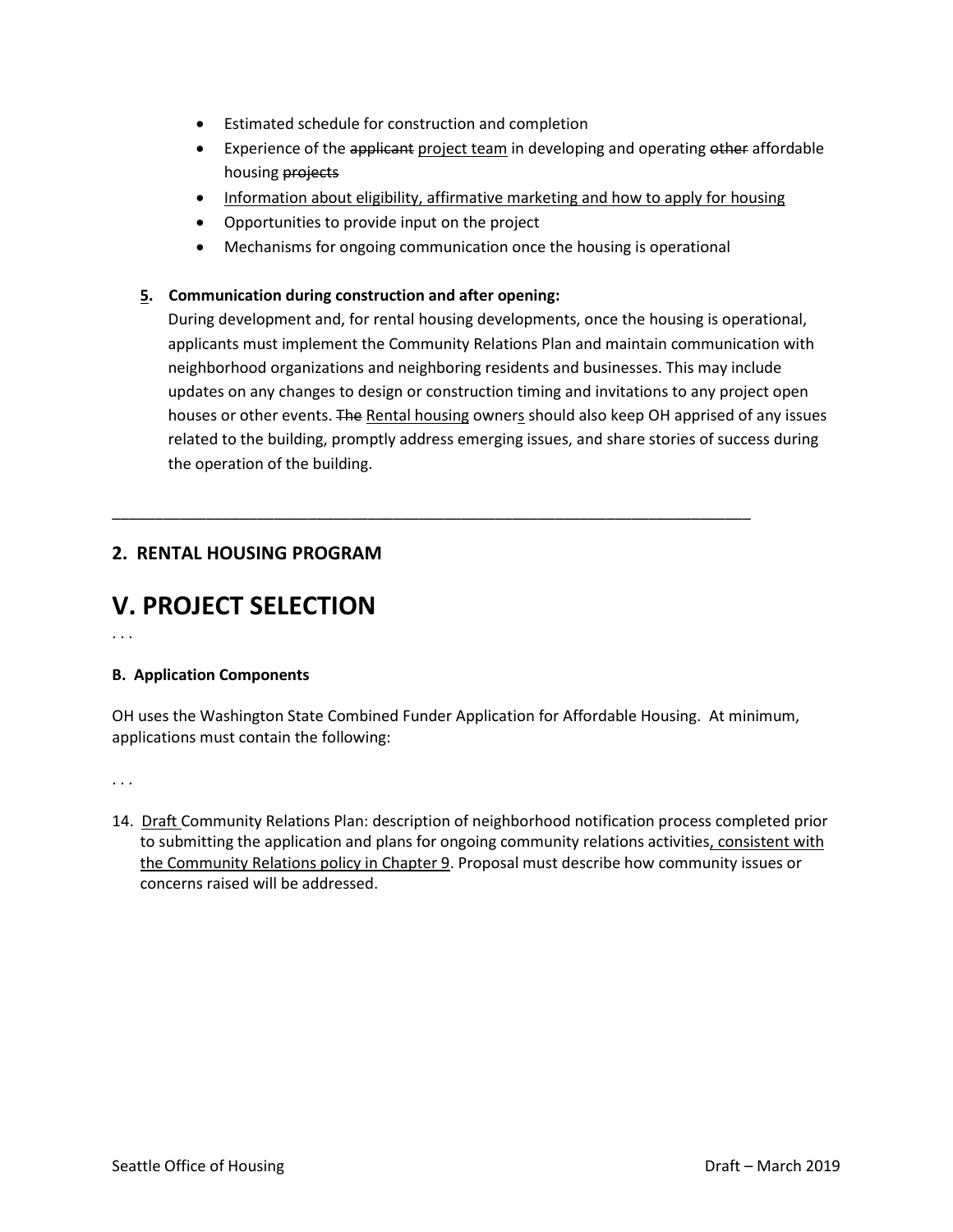- Estimated schedule for construction and completion
- Experience of the ~~applicant~~ project team in developing and operating ~~other~~ affordable housing ~~projects~~
- Information about eligibility, affirmative marketing and how to apply for housing
- Opportunities to provide input on the project
- Mechanisms for ongoing communication once the housing is operational

**5. Communication during construction and after opening:**
During development and, for rental housing developments, once the housing is operational, applicants must implement the Community Relations Plan and maintain communication with neighborhood organizations and neighboring residents and businesses. This may include updates on any changes to design or construction timing and invitations to any project open houses or other events. ~~The~~ Rental housing owners should also keep OH apprised of any issues related to the building, promptly address emerging issues, and share stories of success during the operation of the building.

---

## 2. RENTAL HOUSING PROGRAM

# V. PROJECT SELECTION

. . .

**B. Application Components**

OH uses the Washington State Combined Funder Application for Affordable Housing. At minimum, applications must contain the following:

. . .

14. Draft Community Relations Plan: description of neighborhood notification process completed prior to submitting the application and plans for ongoing community relations activities, consistent with the Community Relations policy in Chapter 9. Proposal must describe how community issues or concerns raised will be addressed.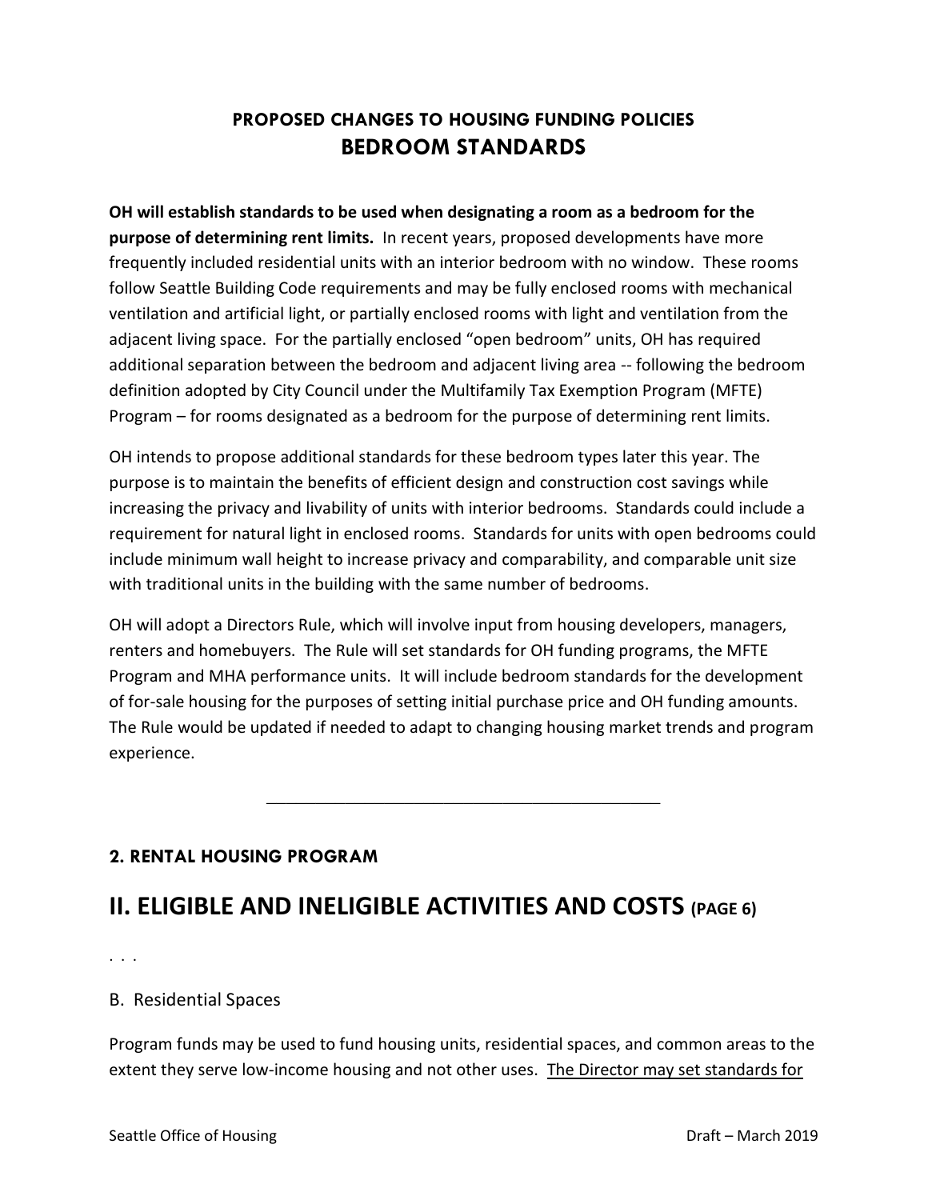## PROPOSED CHANGES TO HOUSING FUNDING POLICIES
## BEDROOM STANDARDS

**OH will establish standards to be used when designating a room as a bedroom for the purpose of determining rent limits.** In recent years, proposed developments have more frequently included residential units with an interior bedroom with no window. These rooms follow Seattle Building Code requirements and may be fully enclosed rooms with mechanical ventilation and artificial light, or partially enclosed rooms with light and ventilation from the adjacent living space. For the partially enclosed "open bedroom" units, OH has required additional separation between the bedroom and adjacent living area -- following the bedroom definition adopted by City Council under the Multifamily Tax Exemption Program (MFTE) Program – for rooms designated as a bedroom for the purpose of determining rent limits.

OH intends to propose additional standards for these bedroom types later this year. The purpose is to maintain the benefits of efficient design and construction cost savings while increasing the privacy and livability of units with interior bedrooms. Standards could include a requirement for natural light in enclosed rooms. Standards for units with open bedrooms could include minimum wall height to increase privacy and comparability, and comparable unit size with traditional units in the building with the same number of bedrooms.

OH will adopt a Directors Rule, which will involve input from housing developers, managers, renters and homebuyers. The Rule will set standards for OH funding programs, the MFTE Program and MHA performance units. It will include bedroom standards for the development of for-sale housing for the purposes of setting initial purchase price and OH funding amounts. The Rule would be updated if needed to adapt to changing housing market trends and program experience.

---

### 2. RENTAL HOUSING PROGRAM

# II. ELIGIBLE AND INELIGIBLE ACTIVITIES AND COSTS (PAGE 6)

. . .

B. Residential Spaces

Program funds may be used to fund housing units, residential spaces, and common areas to the extent they serve low-income housing and not other uses. <u>The Director may set standards for</u>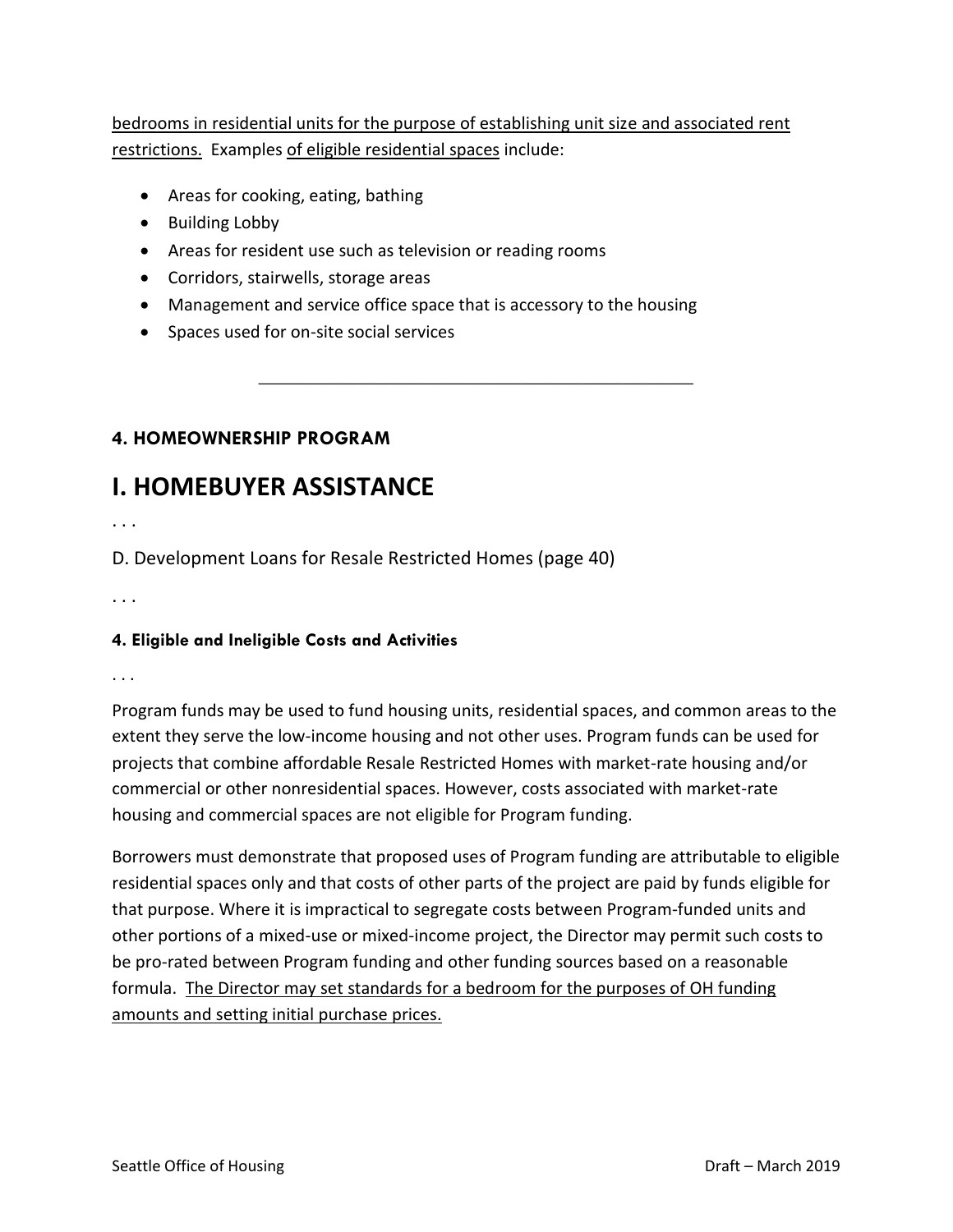bedrooms in residential units for the purpose of establishing unit size and associated rent restrictions. Examples of eligible residential spaces include:

- Areas for cooking, eating, bathing
- Building Lobby
- Areas for resident use such as television or reading rooms
- Corridors, stairwells, storage areas
- Management and service office space that is accessory to the housing
- Spaces used for on-site social services

---

#### 4. HOMEOWNERSHIP PROGRAM

# I. HOMEBUYER ASSISTANCE

. . .

D. Development Loans for Resale Restricted Homes (page 40)

. . .

#### 4. Eligible and Ineligible Costs and Activities

. . .

Program funds may be used to fund housing units, residential spaces, and common areas to the extent they serve the low-income housing and not other uses. Program funds can be used for projects that combine affordable Resale Restricted Homes with market-rate housing and/or commercial or other nonresidential spaces. However, costs associated with market-rate housing and commercial spaces are not eligible for Program funding.

Borrowers must demonstrate that proposed uses of Program funding are attributable to eligible residential spaces only and that costs of other parts of the project are paid by funds eligible for that purpose. Where it is impractical to segregate costs between Program-funded units and other portions of a mixed-use or mixed-income project, the Director may permit such costs to be pro-rated between Program funding and other funding sources based on a reasonable formula. The Director may set standards for a bedroom for the purposes of OH funding amounts and setting initial purchase prices.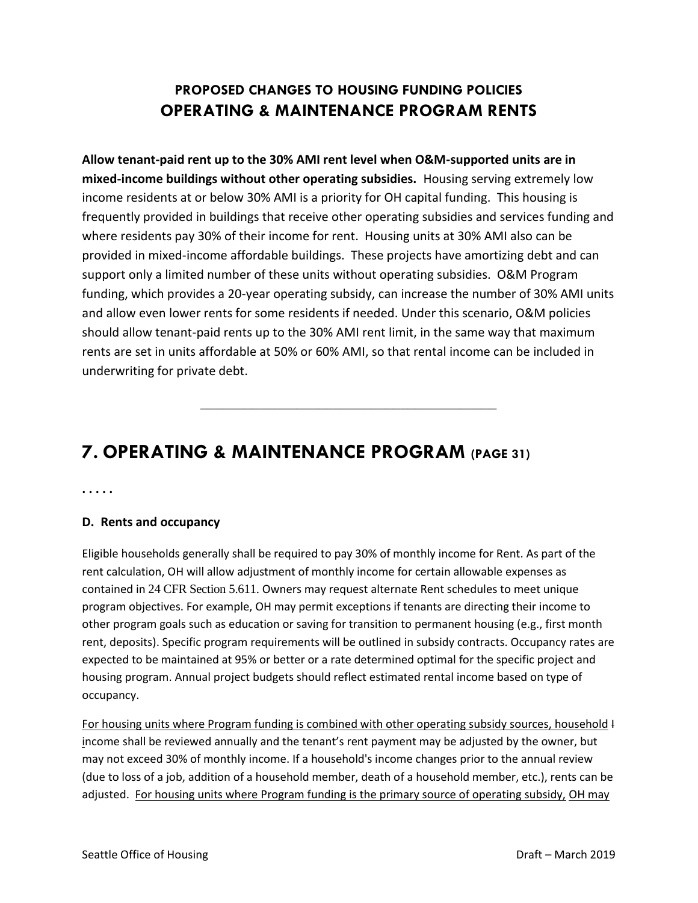## PROPOSED CHANGES TO HOUSING FUNDING POLICIES
## OPERATING & MAINTENANCE PROGRAM RENTS

**Allow tenant-paid rent up to the 30% AMI rent level when O&M-supported units are in mixed-income buildings without other operating subsidies.** Housing serving extremely low income residents at or below 30% AMI is a priority for OH capital funding. This housing is frequently provided in buildings that receive other operating subsidies and services funding and where residents pay 30% of their income for rent. Housing units at 30% AMI also can be provided in mixed-income affordable buildings. These projects have amortizing debt and can support only a limited number of these units without operating subsidies. O&M Program funding, which provides a 20-year operating subsidy, can increase the number of 30% AMI units and allow even lower rents for some residents if needed. Under this scenario, O&M policies should allow tenant-paid rents up to the 30% AMI rent limit, in the same way that maximum rents are set in units affordable at 50% or 60% AMI, so that rental income can be included in underwriting for private debt.

---

# 7. OPERATING & MAINTENANCE PROGRAM (PAGE 31)

. . . . .

### D. Rents and occupancy

Eligible households generally shall be required to pay 30% of monthly income for Rent. As part of the rent calculation, OH will allow adjustment of monthly income for certain allowable expenses as contained in 24 CFR Section 5.611. Owners may request alternate Rent schedules to meet unique program objectives. For example, OH may permit exceptions if tenants are directing their income to other program goals such as education or saving for transition to permanent housing (e.g., first month rent, deposits). Specific program requirements will be outlined in subsidy contracts. Occupancy rates are expected to be maintained at 95% or better or a rate determined optimal for the specific project and housing program. Annual project budgets should reflect estimated rental income based on type of occupancy.

For housing units where Program funding is combined with other operating subsidy sources, household ~~I~~ income shall be reviewed annually and the tenant's rent payment may be adjusted by the owner, but may not exceed 30% of monthly income. If a household's income changes prior to the annual review (due to loss of a job, addition of a household member, death of a household member, etc.), rents can be adjusted. For housing units where Program funding is the primary source of operating subsidy, OH may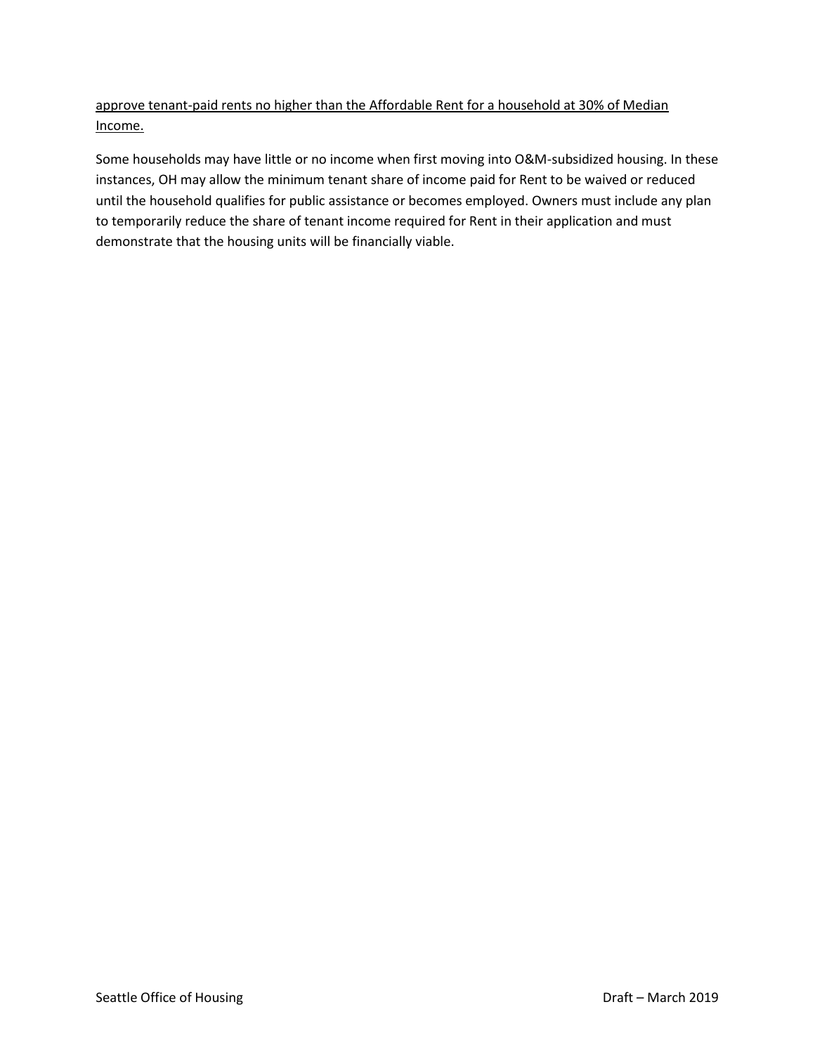<u>approve tenant-paid rents no higher than the Affordable Rent for a household at 30% of Median Income.</u>

Some households may have little or no income when first moving into O&M-subsidized housing. In these instances, OH may allow the minimum tenant share of income paid for Rent to be waived or reduced until the household qualifies for public assistance or becomes employed. Owners must include any plan to temporarily reduce the share of tenant income required for Rent in their application and must demonstrate that the housing units will be financially viable.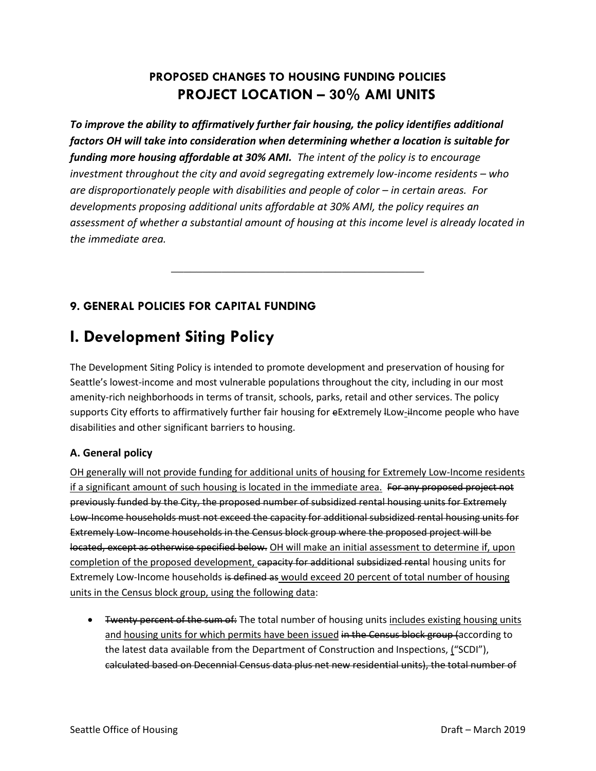## PROPOSED CHANGES TO HOUSING FUNDING POLICIES
## PROJECT LOCATION – 30% AMI UNITS

***To improve the ability to affirmatively further fair housing, the policy identifies additional factors OH will take into consideration when determining whether a location is suitable for funding more housing affordable at 30% AMI.*** *The intent of the policy is to encourage investment throughout the city and avoid segregating extremely low-income residents – who are disproportionately people with disabilities and people of color – in certain areas. For developments proposing additional units affordable at 30% AMI, the policy requires an assessment of whether a substantial amount of housing at this income level is already located in the immediate area.*

---

### 9. GENERAL POLICIES FOR CAPITAL FUNDING

# I. Development Siting Policy

The Development Siting Policy is intended to promote development and preservation of housing for Seattle's lowest-income and most vulnerable populations throughout the city, including in our most amenity-rich neighborhoods in terms of transit, schools, parks, retail and other services. The policy supports City efforts to affirmatively further fair housing for ~~e~~Extremely ~~l~~Low-~~i~~Income people who have disabilities and other significant barriers to housing.

### A. General policy

<u>OH generally will not provide funding for additional units of housing for Extremely Low-Income residents if a significant amount of such housing is located in the immediate area.</u> ~~For any proposed project not previously funded by the City, the proposed number of subsidized rental housing units for Extremely Low-Income households must not exceed the capacity for additional subsidized rental housing units for Extremely Low-Income households in the Census block group where the proposed project will be located, except as otherwise specified below.~~ <u>OH will make an initial assessment to determine if, upon completion of the proposed development,</u> ~~capacity for additional~~ ~~subsidized rental~~ housing units for Extremely Low-Income households ~~is defined as~~ <u>would exceed 20 percent of total number of housing units in the Census block group, using the following data</u>:

- ~~Twenty percent of the sum of:~~ The total number of housing units <u>includes existing housing units and</u> <u>housing units for which permits have been issued</u> ~~in the Census block group (~~according to the latest data available from the Department of Construction and Inspections, <u>(</u>"SCDI"), ~~calculated based on Decennial Census data plus net new residential units), the total number of~~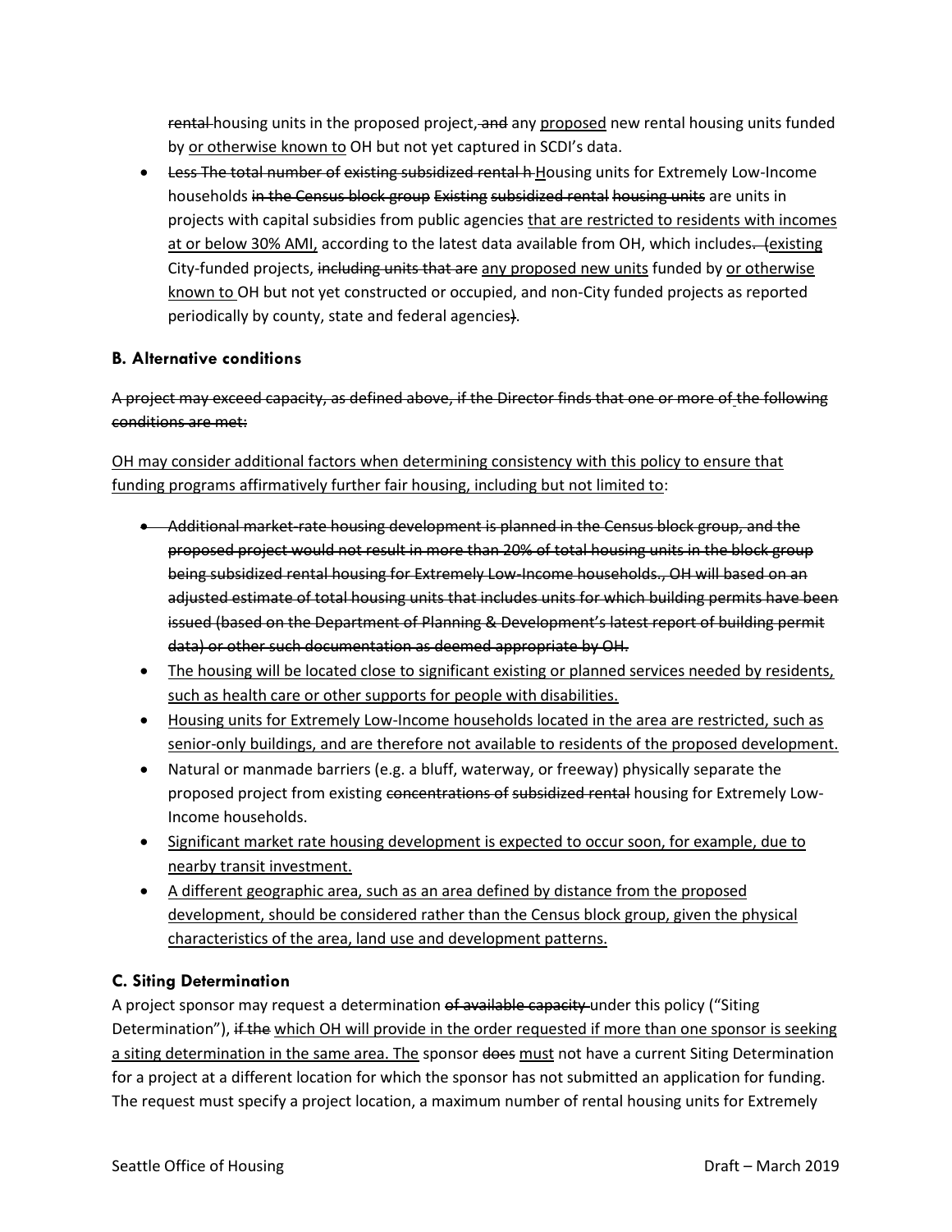~~rental~~ housing units in the proposed project~~, and~~ any <u>proposed</u> new rental housing units funded by <u>or otherwise known to</u> OH but not yet captured in SCDI's data.

- ~~Less The total number of existing subsidized rental h~~<u>H</u>ousing units for Extremely Low-Income households ~~in the Census block group Existing subsidized rental housing units~~ are units in projects with capital subsidies from public agencies <u>that are restricted to residents with incomes at or below 30% AMI,</u> according to the latest data available from OH, which includes~~. (~~<u>existing</u> City-funded projects, ~~including units that are~~ <u>any proposed new units</u> funded by <u>or otherwise known to</u> OH but not yet constructed or occupied, and non-City funded projects as reported periodically by county, state and federal agencies~~)~~.

### B. Alternative conditions

~~A project may exceed capacity, as defined above, if the Director finds that one or more of the following conditions are met:~~

<u>OH may consider additional factors when determining consistency with this policy to ensure that funding programs affirmatively further fair housing, including but not limited to</u>:

- ~~Additional market-rate housing development is planned in the Census block group, and the proposed project would not result in more than 20% of total housing units in the block group being subsidized rental housing for Extremely Low-Income households., OH will based on an adjusted estimate of total housing units that includes units for which building permits have been issued (based on the Department of Planning & Development's latest report of building permit data) or other such documentation as deemed appropriate by OH.~~
- <u>The housing will be located close to significant existing or planned services needed by residents, such as health care or other supports for people with disabilities.</u>
- <u>Housing units for Extremely Low-Income households located in the area are restricted, such as senior-only buildings, and are therefore not available to residents of the proposed development.</u>
- Natural or manmade barriers (e.g. a bluff, waterway, or freeway) physically separate the proposed project from existing ~~concentrations of subsidized rental~~ housing for Extremely Low-Income households.
- <u>Significant market rate housing development is expected to occur soon, for example, due to nearby transit investment.</u>
- <u>A different geographic area, such as an area defined by distance from the proposed development, should be considered rather than the Census block group, given the physical characteristics of the area, land use and development patterns.</u>

### C. Siting Determination

A project sponsor may request a determination ~~of available capacity~~ under this policy ("Siting Determination"), ~~if the~~ <u>which OH will provide in the order requested if more than one sponsor is seeking a siting determination in the same area. The</u> sponsor ~~does~~ <u>must</u> not have a current Siting Determination for a project at a different location for which the sponsor has not submitted an application for funding. The request must specify a project location, a maximum number of rental housing units for Extremely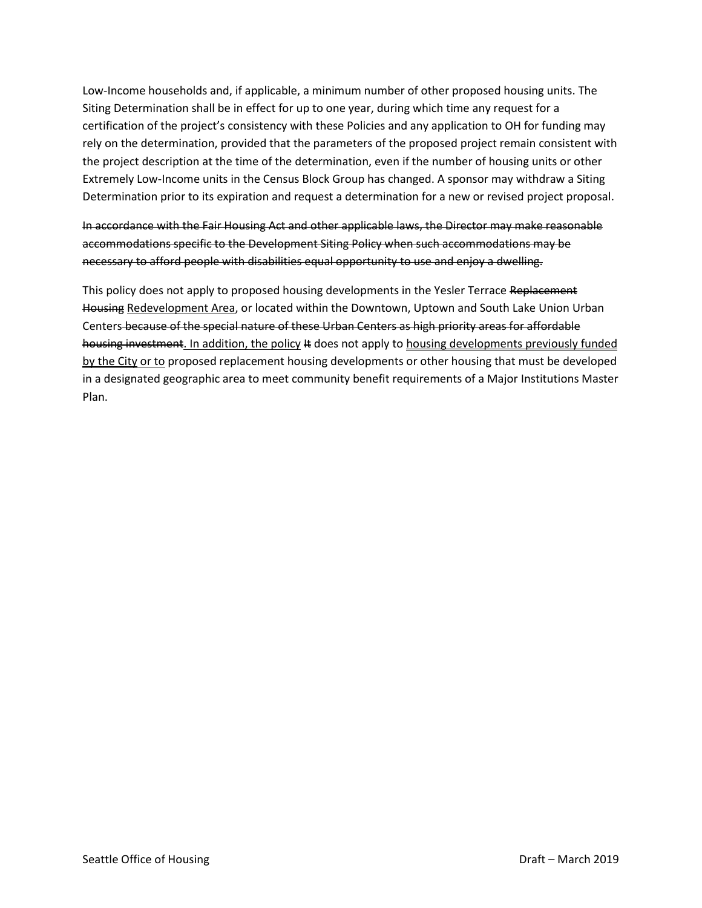Low-Income households and, if applicable, a minimum number of other proposed housing units. The Siting Determination shall be in effect for up to one year, during which time any request for a certification of the project's consistency with these Policies and any application to OH for funding may rely on the determination, provided that the parameters of the proposed project remain consistent with the project description at the time of the determination, even if the number of housing units or other Extremely Low-Income units in the Census Block Group has changed. A sponsor may withdraw a Siting Determination prior to its expiration and request a determination for a new or revised project proposal.

~~In accordance with the Fair Housing Act and other applicable laws, the Director may make reasonable accommodations specific to the Development Siting Policy when such accommodations may be necessary to afford people with disabilities equal opportunity to use and enjoy a dwelling.~~

This policy does not apply to proposed housing developments in the Yesler Terrace ~~Replacement Housing~~ <u>Redevelopment Area</u>, or located within the Downtown, Uptown and South Lake Union Urban Centers ~~because of the special nature of these Urban Centers as high priority areas for affordable housing investment~~<u>. In addition, the policy</u> ~~It~~ does not apply to <u>housing developments previously funded by the City or to</u> proposed replacement housing developments or other housing that must be developed in a designated geographic area to meet community benefit requirements of a Major Institutions Master Plan.